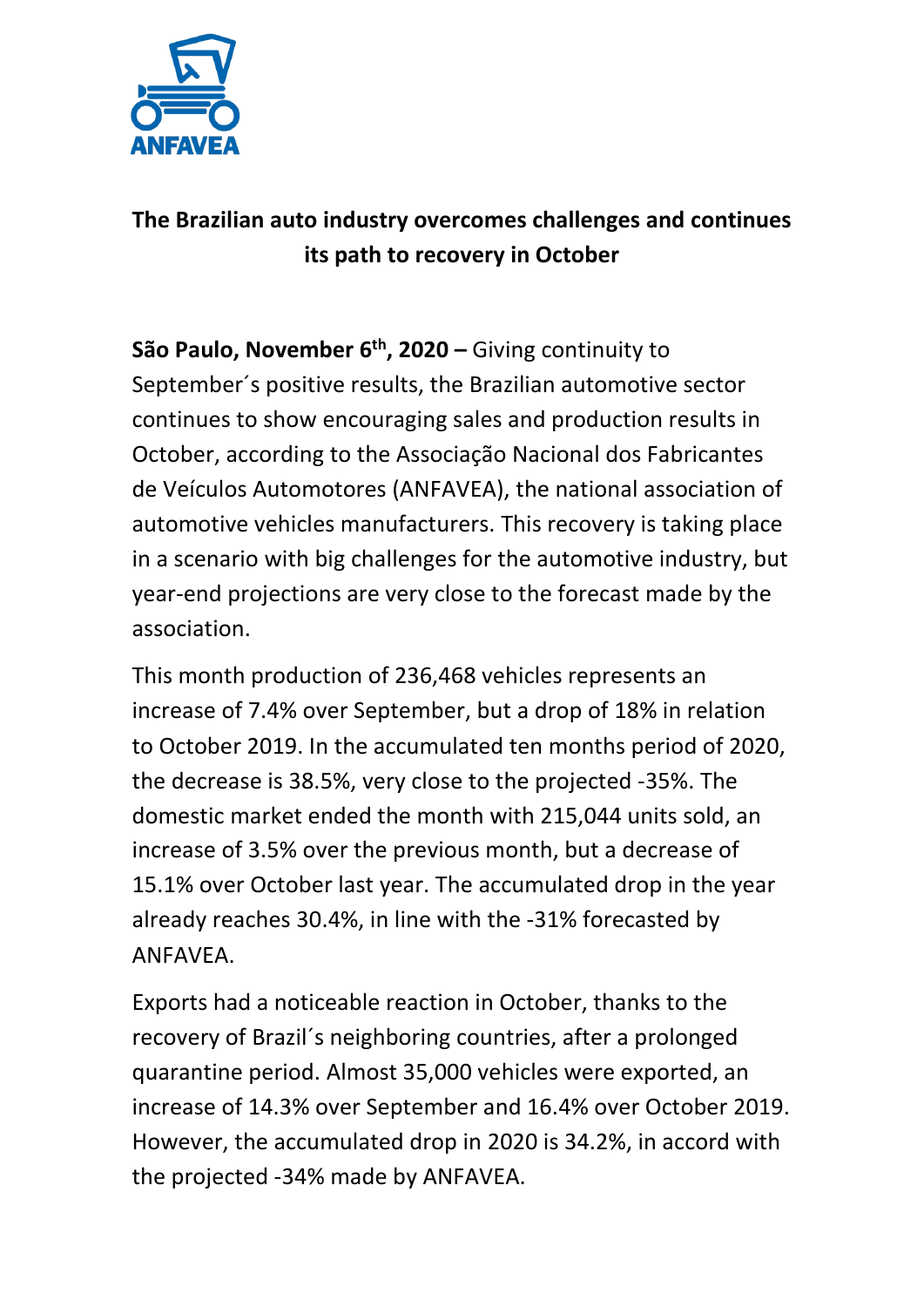ANFAVEA

**The Brazilian auto industry overcomes challenges and continues its path to recovery in October**

**São Paulo, November 6th, 2020 –** Giving continuity to September´s positive results, the Brazilian automotive sector continues to show encouraging sales and production results in October, according to the Associação Nacional dos Fabricantes de Veículos Automotores (ANFAVEA), the national association of automotive vehicles manufacturers. This recovery is taking place in a scenario with big challenges for the automotive industry, but year-end projections are very close to the forecast made by the association.

This month production of 236,468 vehicles represents an increase of 7.4% over September, but a drop of 18% in relation to October 2019. In the accumulated ten months period of 2020, the decrease is 38.5%, very close to the projected -35%. The domestic market ended the month with 215,044 units sold, an increase of 3.5% over the previous month, but a decrease of 15.1% over October last year. The accumulated drop in the year already reaches 30.4%, in line with the -31% forecasted by ANFAVEA.

Exports had a noticeable reaction in October, thanks to the recovery of Brazil´s neighboring countries, after a prolonged quarantine period. Almost 35,000 vehicles were exported, an increase of 14.3% over September and 16.4% over October 2019. However, the accumulated drop in 2020 is 34.2%, in accord with the projected -34% made by ANFAVEA.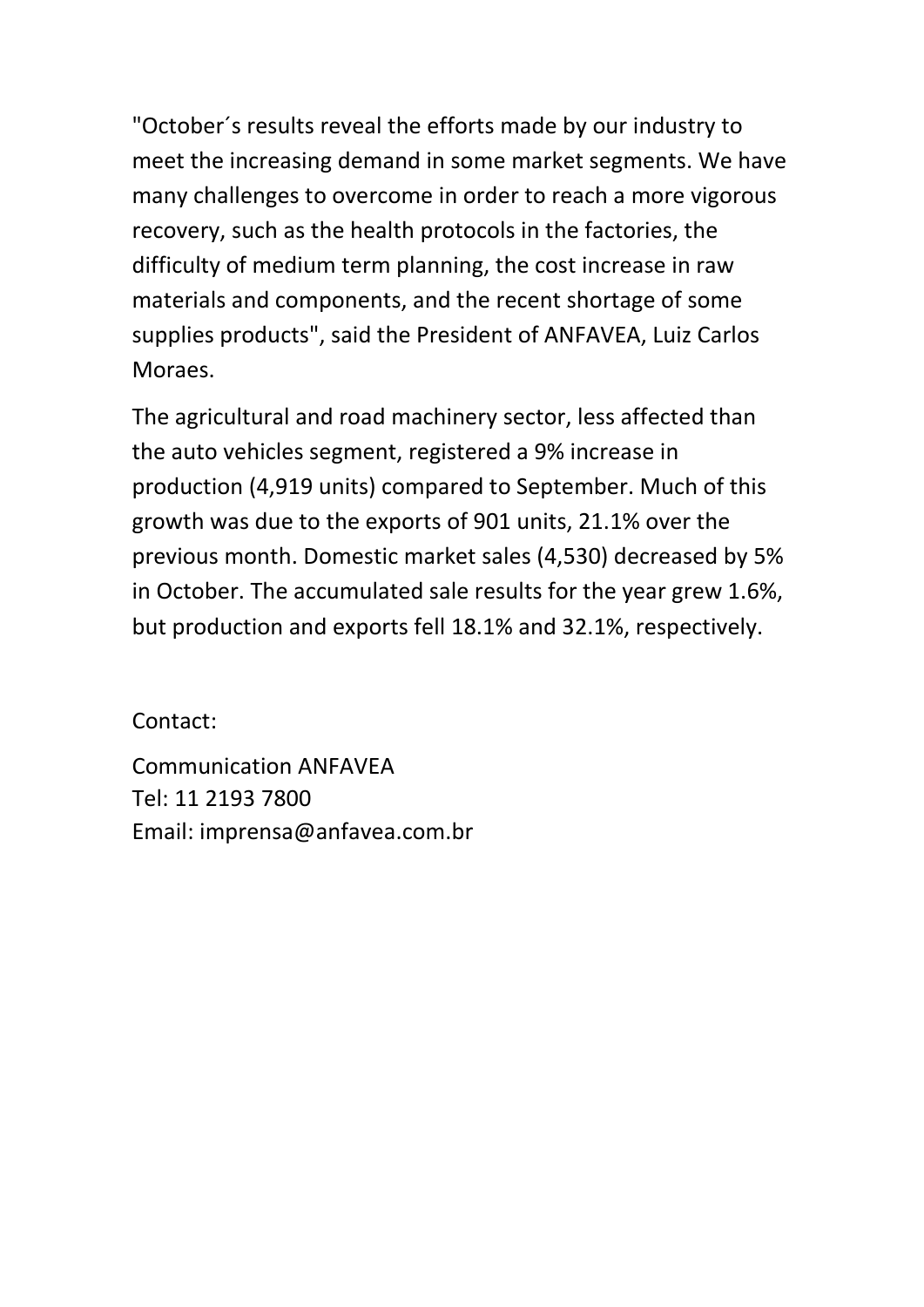"October´s results reveal the efforts made by our industry to meet the increasing demand in some market segments. We have many challenges to overcome in order to reach a more vigorous recovery, such as the health protocols in the factories, the difficulty of medium term planning, the cost increase in raw materials and components, and the recent shortage of some supplies products", said the President of ANFAVEA, Luiz Carlos Moraes.

The agricultural and road machinery sector, less affected than the auto vehicles segment, registered a 9% increase in production (4,919 units) compared to September. Much of this growth was due to the exports of 901 units, 21.1% over the previous month. Domestic market sales (4,530) decreased by 5% in October. The accumulated sale results for the year grew 1.6%, but production and exports fell 18.1% and 32.1%, respectively.

Contact:

Communication ANFAVEA
Tel: 11 2193 7800
Email: imprensa@anfavea.com.br